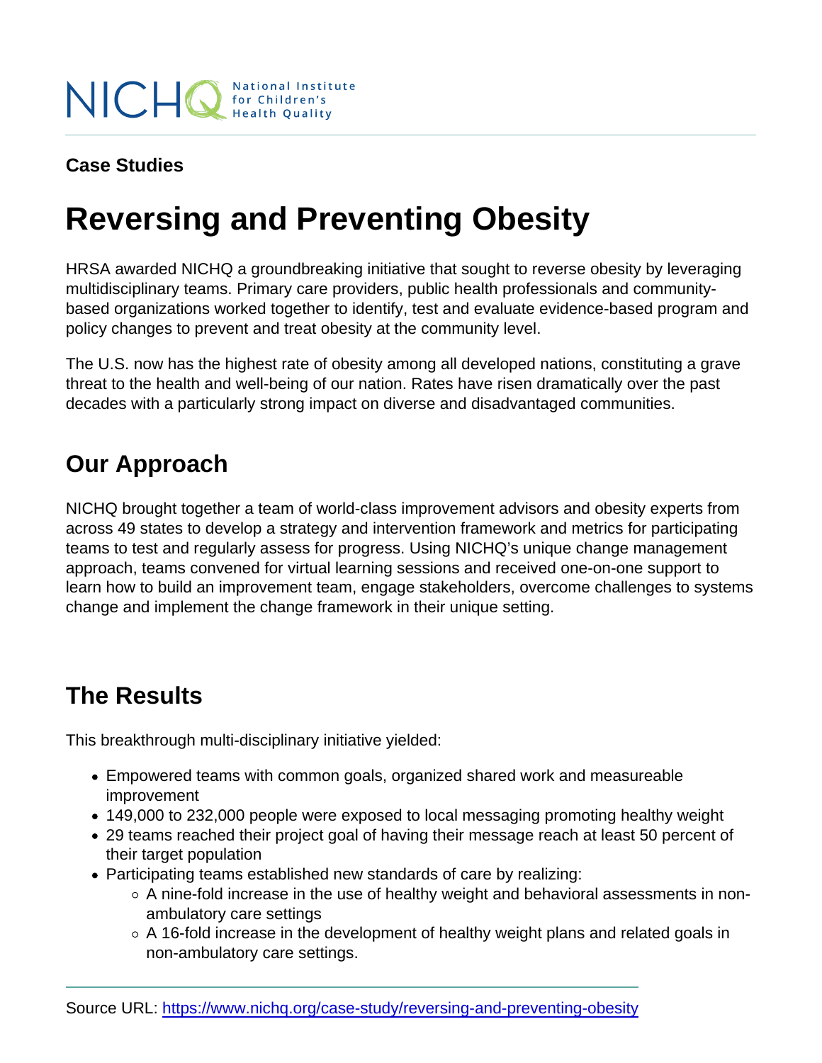NICHQ National Institute for Children's Health Quality

**Case Studies**

# Reversing and Preventing Obesity

HRSA awarded NICHQ a groundbreaking initiative that sought to reverse obesity by leveraging multidisciplinary teams. Primary care providers, public health professionals and community-based organizations worked together to identify, test and evaluate evidence-based program and policy changes to prevent and treat obesity at the community level.

The U.S. now has the highest rate of obesity among all developed nations, constituting a grave threat to the health and well-being of our nation. Rates have risen dramatically over the past decades with a particularly strong impact on diverse and disadvantaged communities.

## Our Approach

NICHQ brought together a team of world-class improvement advisors and obesity experts from across 49 states to develop a strategy and intervention framework and metrics for participating teams to test and regularly assess for progress. Using NICHQ's unique change management approach, teams convened for virtual learning sessions and received one-on-one support to learn how to build an improvement team, engage stakeholders, overcome challenges to systems change and implement the change framework in their unique setting.

## The Results

This breakthrough multi-disciplinary initiative yielded:

- Empowered teams with common goals, organized shared work and measureable improvement
- 149,000 to 232,000 people were exposed to local messaging promoting healthy weight
- 29 teams reached their project goal of having their message reach at least 50 percent of their target population
- Participating teams established new standards of care by realizing:
  - A nine-fold increase in the use of healthy weight and behavioral assessments in non-ambulatory care settings
  - A 16-fold increase in the development of healthy weight plans and related goals in non-ambulatory care settings.

Source URL: https://www.nichq.org/case-study/reversing-and-preventing-obesity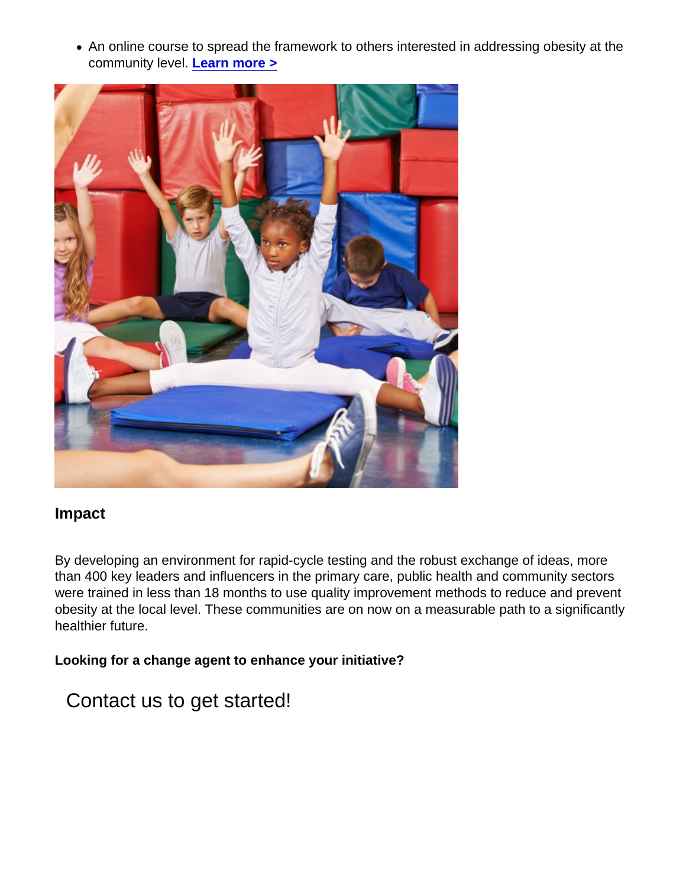- An online course to spread the framework to others interested in addressing obesity at the community level. Learn more >

## Impact

By developing an environment for rapid-cycle testing and the robust exchange of ideas, more than 400 key leaders and influencers in the primary care, public health and community sectors were trained in less than 18 months to use quality improvement methods to reduce and prevent obesity at the local level. These communities are on now on a measurable path to a significantly healthier future.

**Looking for a change agent to enhance your initiative?**

Contact us to get started!